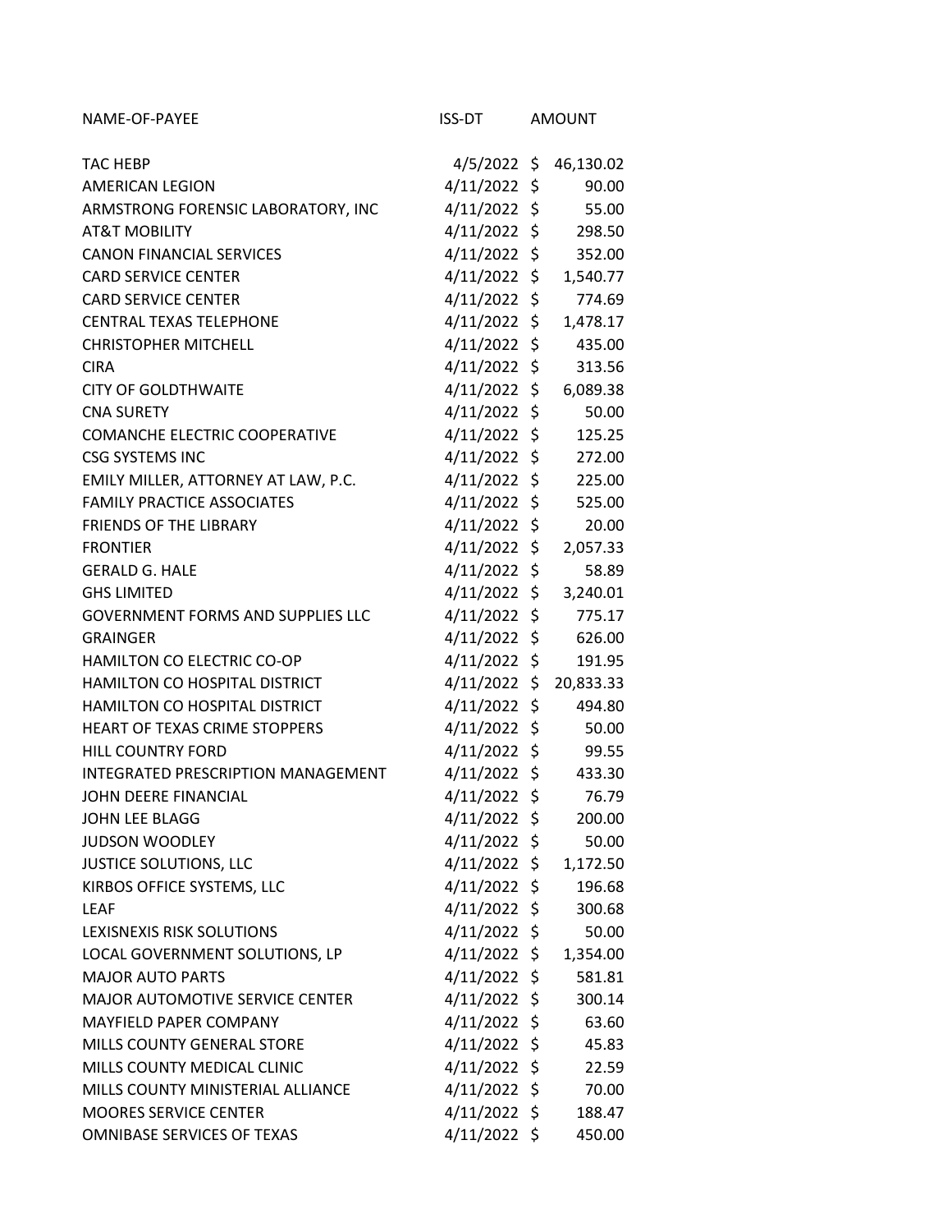| NAME-OF-PAYEE | ISS-DT | AMOUNT |
|---|---|---|
| TAC HEBP | 4/5/2022 | $ 46,130.02 |
| AMERICAN LEGION | 4/11/2022 | $ 90.00 |
| ARMSTRONG FORENSIC LABORATORY, INC | 4/11/2022 | $ 55.00 |
| AT&T MOBILITY | 4/11/2022 | $ 298.50 |
| CANON FINANCIAL SERVICES | 4/11/2022 | $ 352.00 |
| CARD SERVICE CENTER | 4/11/2022 | $ 1,540.77 |
| CARD SERVICE CENTER | 4/11/2022 | $ 774.69 |
| CENTRAL TEXAS TELEPHONE | 4/11/2022 | $ 1,478.17 |
| CHRISTOPHER MITCHELL | 4/11/2022 | $ 435.00 |
| CIRA | 4/11/2022 | $ 313.56 |
| CITY OF GOLDTHWAITE | 4/11/2022 | $ 6,089.38 |
| CNA SURETY | 4/11/2022 | $ 50.00 |
| COMANCHE ELECTRIC COOPERATIVE | 4/11/2022 | $ 125.25 |
| CSG SYSTEMS INC | 4/11/2022 | $ 272.00 |
| EMILY MILLER, ATTORNEY AT LAW, P.C. | 4/11/2022 | $ 225.00 |
| FAMILY PRACTICE ASSOCIATES | 4/11/2022 | $ 525.00 |
| FRIENDS OF THE LIBRARY | 4/11/2022 | $ 20.00 |
| FRONTIER | 4/11/2022 | $ 2,057.33 |
| GERALD G. HALE | 4/11/2022 | $ 58.89 |
| GHS LIMITED | 4/11/2022 | $ 3,240.01 |
| GOVERNMENT FORMS AND SUPPLIES LLC | 4/11/2022 | $ 775.17 |
| GRAINGER | 4/11/2022 | $ 626.00 |
| HAMILTON CO ELECTRIC CO-OP | 4/11/2022 | $ 191.95 |
| HAMILTON CO HOSPITAL DISTRICT | 4/11/2022 | $ 20,833.33 |
| HAMILTON CO HOSPITAL DISTRICT | 4/11/2022 | $ 494.80 |
| HEART OF TEXAS CRIME STOPPERS | 4/11/2022 | $ 50.00 |
| HILL COUNTRY FORD | 4/11/2022 | $ 99.55 |
| INTEGRATED PRESCRIPTION MANAGEMENT | 4/11/2022 | $ 433.30 |
| JOHN DEERE FINANCIAL | 4/11/2022 | $ 76.79 |
| JOHN LEE BLAGG | 4/11/2022 | $ 200.00 |
| JUDSON WOODLEY | 4/11/2022 | $ 50.00 |
| JUSTICE SOLUTIONS, LLC | 4/11/2022 | $ 1,172.50 |
| KIRBOS OFFICE SYSTEMS, LLC | 4/11/2022 | $ 196.68 |
| LEAF | 4/11/2022 | $ 300.68 |
| LEXISNEXIS RISK SOLUTIONS | 4/11/2022 | $ 50.00 |
| LOCAL GOVERNMENT SOLUTIONS, LP | 4/11/2022 | $ 1,354.00 |
| MAJOR AUTO PARTS | 4/11/2022 | $ 581.81 |
| MAJOR AUTOMOTIVE SERVICE CENTER | 4/11/2022 | $ 300.14 |
| MAYFIELD PAPER COMPANY | 4/11/2022 | $ 63.60 |
| MILLS COUNTY GENERAL STORE | 4/11/2022 | $ 45.83 |
| MILLS COUNTY MEDICAL CLINIC | 4/11/2022 | $ 22.59 |
| MILLS COUNTY MINISTERIAL ALLIANCE | 4/11/2022 | $ 70.00 |
| MOORES SERVICE CENTER | 4/11/2022 | $ 188.47 |
| OMNIBASE SERVICES OF TEXAS | 4/11/2022 | $ 450.00 |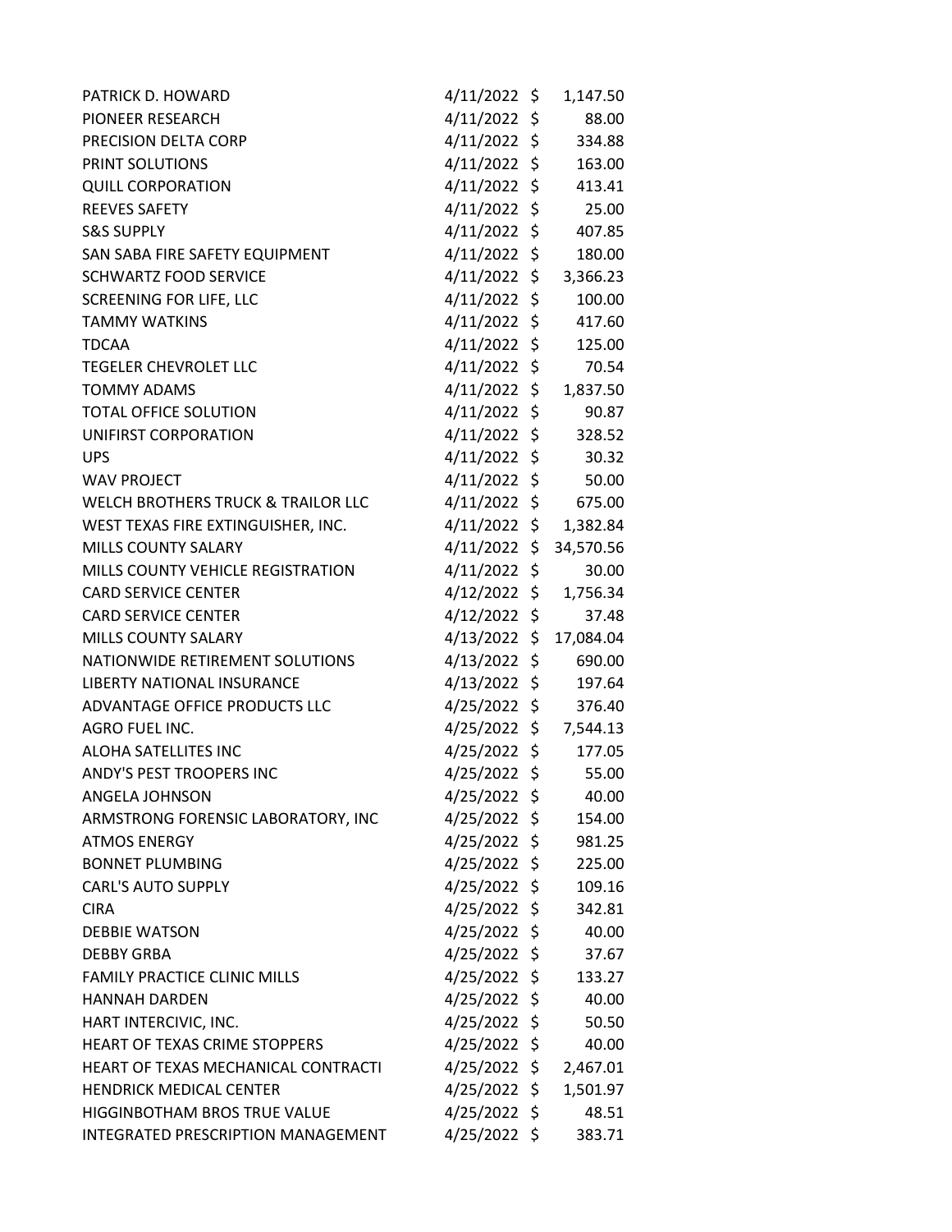| | | | |
|---|---|---|---|
| PATRICK D. HOWARD | 4/11/2022 | $ | 1,147.50 |
| PIONEER RESEARCH | 4/11/2022 | $ | 88.00 |
| PRECISION DELTA CORP | 4/11/2022 | $ | 334.88 |
| PRINT SOLUTIONS | 4/11/2022 | $ | 163.00 |
| QUILL CORPORATION | 4/11/2022 | $ | 413.41 |
| REEVES SAFETY | 4/11/2022 | $ | 25.00 |
| S&S SUPPLY | 4/11/2022 | $ | 407.85 |
| SAN SABA FIRE SAFETY EQUIPMENT | 4/11/2022 | $ | 180.00 |
| SCHWARTZ FOOD SERVICE | 4/11/2022 | $ | 3,366.23 |
| SCREENING FOR LIFE, LLC | 4/11/2022 | $ | 100.00 |
| TAMMY WATKINS | 4/11/2022 | $ | 417.60 |
| TDCAA | 4/11/2022 | $ | 125.00 |
| TEGELER CHEVROLET LLC | 4/11/2022 | $ | 70.54 |
| TOMMY ADAMS | 4/11/2022 | $ | 1,837.50 |
| TOTAL OFFICE SOLUTION | 4/11/2022 | $ | 90.87 |
| UNIFIRST CORPORATION | 4/11/2022 | $ | 328.52 |
| UPS | 4/11/2022 | $ | 30.32 |
| WAV PROJECT | 4/11/2022 | $ | 50.00 |
| WELCH BROTHERS TRUCK & TRAILOR LLC | 4/11/2022 | $ | 675.00 |
| WEST TEXAS FIRE EXTINGUISHER, INC. | 4/11/2022 | $ | 1,382.84 |
| MILLS COUNTY SALARY | 4/11/2022 | $ | 34,570.56 |
| MILLS COUNTY VEHICLE REGISTRATION | 4/11/2022 | $ | 30.00 |
| CARD SERVICE CENTER | 4/12/2022 | $ | 1,756.34 |
| CARD SERVICE CENTER | 4/12/2022 | $ | 37.48 |
| MILLS COUNTY SALARY | 4/13/2022 | $ | 17,084.04 |
| NATIONWIDE RETIREMENT SOLUTIONS | 4/13/2022 | $ | 690.00 |
| LIBERTY NATIONAL INSURANCE | 4/13/2022 | $ | 197.64 |
| ADVANTAGE OFFICE PRODUCTS LLC | 4/25/2022 | $ | 376.40 |
| AGRO FUEL INC. | 4/25/2022 | $ | 7,544.13 |
| ALOHA SATELLITES INC | 4/25/2022 | $ | 177.05 |
| ANDY'S PEST TROOPERS INC | 4/25/2022 | $ | 55.00 |
| ANGELA JOHNSON | 4/25/2022 | $ | 40.00 |
| ARMSTRONG FORENSIC LABORATORY, INC | 4/25/2022 | $ | 154.00 |
| ATMOS ENERGY | 4/25/2022 | $ | 981.25 |
| BONNET PLUMBING | 4/25/2022 | $ | 225.00 |
| CARL'S AUTO SUPPLY | 4/25/2022 | $ | 109.16 |
| CIRA | 4/25/2022 | $ | 342.81 |
| DEBBIE WATSON | 4/25/2022 | $ | 40.00 |
| DEBBY GRBA | 4/25/2022 | $ | 37.67 |
| FAMILY PRACTICE CLINIC MILLS | 4/25/2022 | $ | 133.27 |
| HANNAH DARDEN | 4/25/2022 | $ | 40.00 |
| HART INTERCIVIC, INC. | 4/25/2022 | $ | 50.50 |
| HEART OF TEXAS CRIME STOPPERS | 4/25/2022 | $ | 40.00 |
| HEART OF TEXAS MECHANICAL CONTRACTI | 4/25/2022 | $ | 2,467.01 |
| HENDRICK MEDICAL CENTER | 4/25/2022 | $ | 1,501.97 |
| HIGGINBOTHAM BROS TRUE VALUE | 4/25/2022 | $ | 48.51 |
| INTEGRATED PRESCRIPTION MANAGEMENT | 4/25/2022 | $ | 383.71 |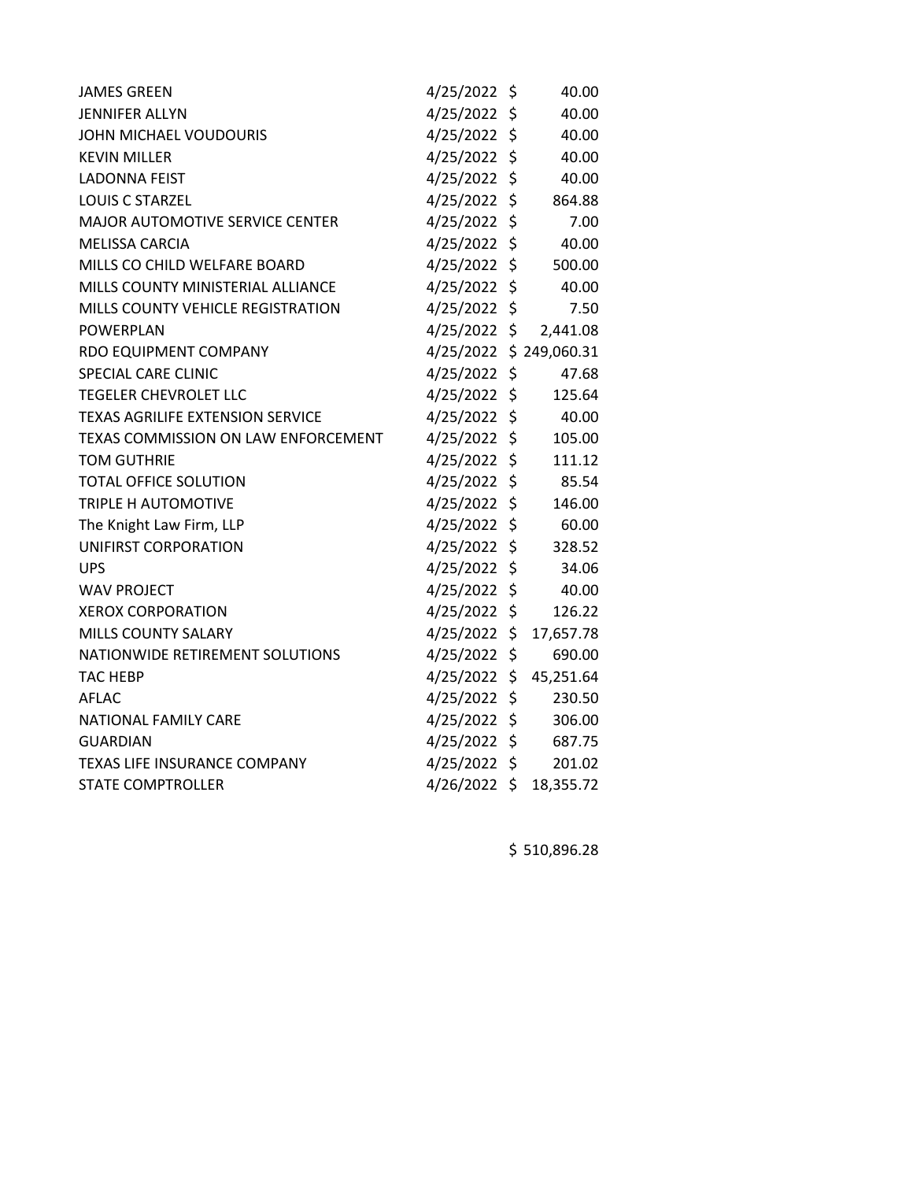| | | |
|---|---|---|
| JAMES GREEN | 4/25/2022 | $ 40.00 |
| JENNIFER ALLYN | 4/25/2022 | $ 40.00 |
| JOHN MICHAEL VOUDOURIS | 4/25/2022 | $ 40.00 |
| KEVIN MILLER | 4/25/2022 | $ 40.00 |
| LADONNA FEIST | 4/25/2022 | $ 40.00 |
| LOUIS C STARZEL | 4/25/2022 | $ 864.88 |
| MAJOR AUTOMOTIVE SERVICE CENTER | 4/25/2022 | $ 7.00 |
| MELISSA CARCIA | 4/25/2022 | $ 40.00 |
| MILLS CO CHILD WELFARE BOARD | 4/25/2022 | $ 500.00 |
| MILLS COUNTY MINISTERIAL ALLIANCE | 4/25/2022 | $ 40.00 |
| MILLS COUNTY VEHICLE REGISTRATION | 4/25/2022 | $ 7.50 |
| POWERPLAN | 4/25/2022 | $ 2,441.08 |
| RDO EQUIPMENT COMPANY | 4/25/2022 | $ 249,060.31 |
| SPECIAL CARE CLINIC | 4/25/2022 | $ 47.68 |
| TEGELER CHEVROLET LLC | 4/25/2022 | $ 125.64 |
| TEXAS AGRILIFE EXTENSION SERVICE | 4/25/2022 | $ 40.00 |
| TEXAS COMMISSION ON LAW ENFORCEMENT | 4/25/2022 | $ 105.00 |
| TOM GUTHRIE | 4/25/2022 | $ 111.12 |
| TOTAL OFFICE SOLUTION | 4/25/2022 | $ 85.54 |
| TRIPLE H AUTOMOTIVE | 4/25/2022 | $ 146.00 |
| The Knight Law Firm, LLP | 4/25/2022 | $ 60.00 |
| UNIFIRST CORPORATION | 4/25/2022 | $ 328.52 |
| UPS | 4/25/2022 | $ 34.06 |
| WAV PROJECT | 4/25/2022 | $ 40.00 |
| XEROX CORPORATION | 4/25/2022 | $ 126.22 |
| MILLS COUNTY SALARY | 4/25/2022 | $ 17,657.78 |
| NATIONWIDE RETIREMENT SOLUTIONS | 4/25/2022 | $ 690.00 |
| TAC HEBP | 4/25/2022 | $ 45,251.64 |
| AFLAC | 4/25/2022 | $ 230.50 |
| NATIONAL FAMILY CARE | 4/25/2022 | $ 306.00 |
| GUARDIAN | 4/25/2022 | $ 687.75 |
| TEXAS LIFE INSURANCE COMPANY | 4/25/2022 | $ 201.02 |
| STATE COMPTROLLER | 4/26/2022 | $ 18,355.72 |
| | | $ 510,896.28 |